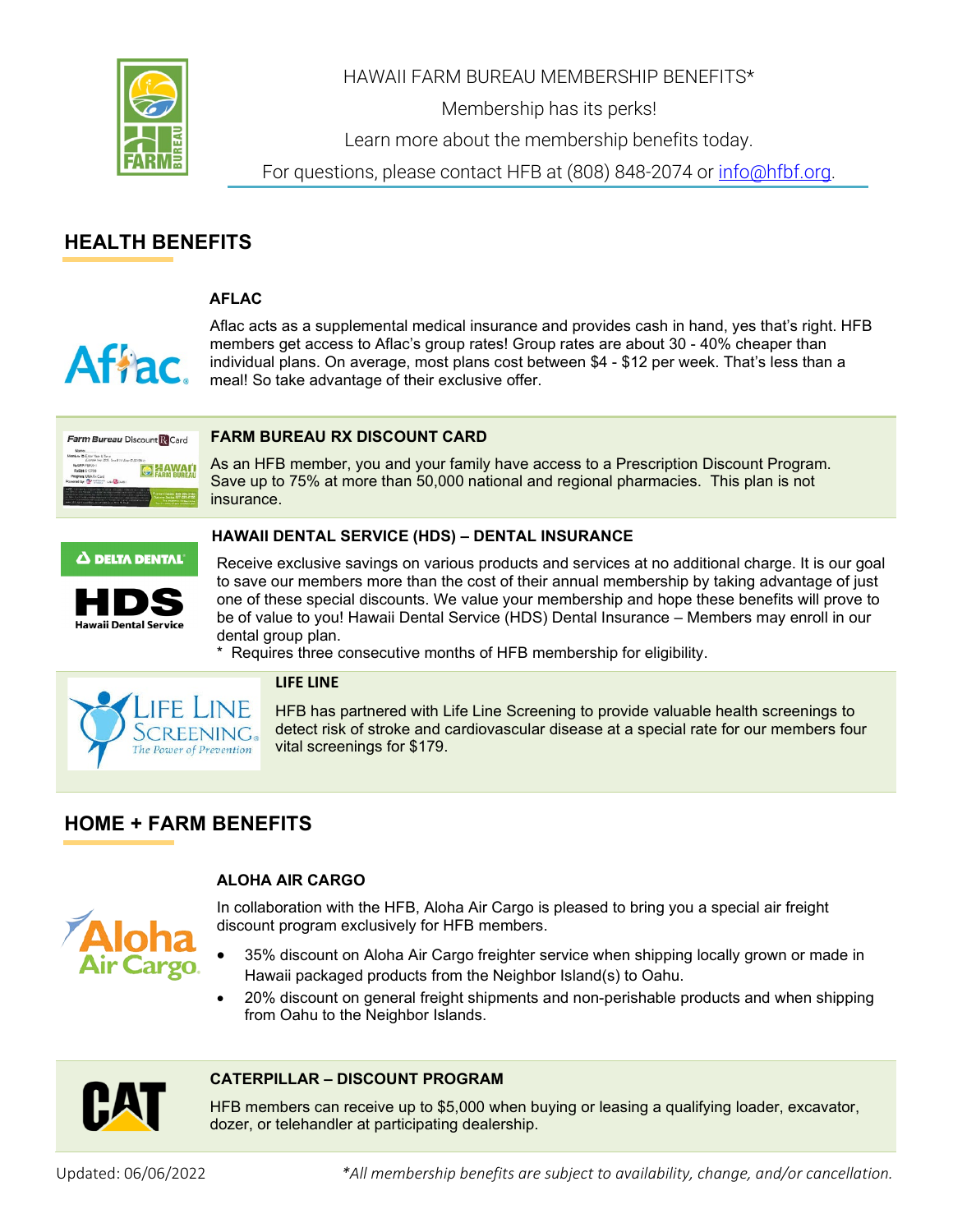HAWAII FARM BUREAU MEMBERSHIP BENEFITS*

Membership has its perks!

Learn more about the membership benefits today.

For questions, please contact HFB at (808) 848-2074 or info@hfbf.org.

## HEALTH BENEFITS

### AFLAC

Aflac acts as a supplemental medical insurance and provides cash in hand, yes that's right. HFB members get access to Aflac's group rates! Group rates are about 30 - 40% cheaper than individual plans. On average, most plans cost between $4 - $12 per week. That's less than a meal! So take advantage of their exclusive offer.

### FARM BUREAU RX DISCOUNT CARD

As an HFB member, you and your family have access to a Prescription Discount Program. Save up to 75% at more than 50,000 national and regional pharmacies. This plan is not insurance.

### HAWAII DENTAL SERVICE (HDS) – DENTAL INSURANCE

Receive exclusive savings on various products and services at no additional charge. It is our goal to save our members more than the cost of their annual membership by taking advantage of just one of these special discounts. We value your membership and hope these benefits will prove to be of value to you! Hawaii Dental Service (HDS) Dental Insurance – Members may enroll in our dental group plan.

\* Requires three consecutive months of HFB membership for eligibility.

### LIFE LINE

HFB has partnered with Life Line Screening to provide valuable health screenings to detect risk of stroke and cardiovascular disease at a special rate for our members four vital screenings for $179.

## HOME + FARM BENEFITS

### ALOHA AIR CARGO

In collaboration with the HFB, Aloha Air Cargo is pleased to bring you a special air freight discount program exclusively for HFB members.

- 35% discount on Aloha Air Cargo freighter service when shipping locally grown or made in Hawaii packaged products from the Neighbor Island(s) to Oahu.
- 20% discount on general freight shipments and non-perishable products and when shipping from Oahu to the Neighbor Islands.

### CATERPILLAR – DISCOUNT PROGRAM

HFB members can receive up to $5,000 when buying or leasing a qualifying loader, excavator, dozer, or telehandler at participating dealership.

Updated: 06/06/2022

*\*All membership benefits are subject to availability, change, and/or cancellation.*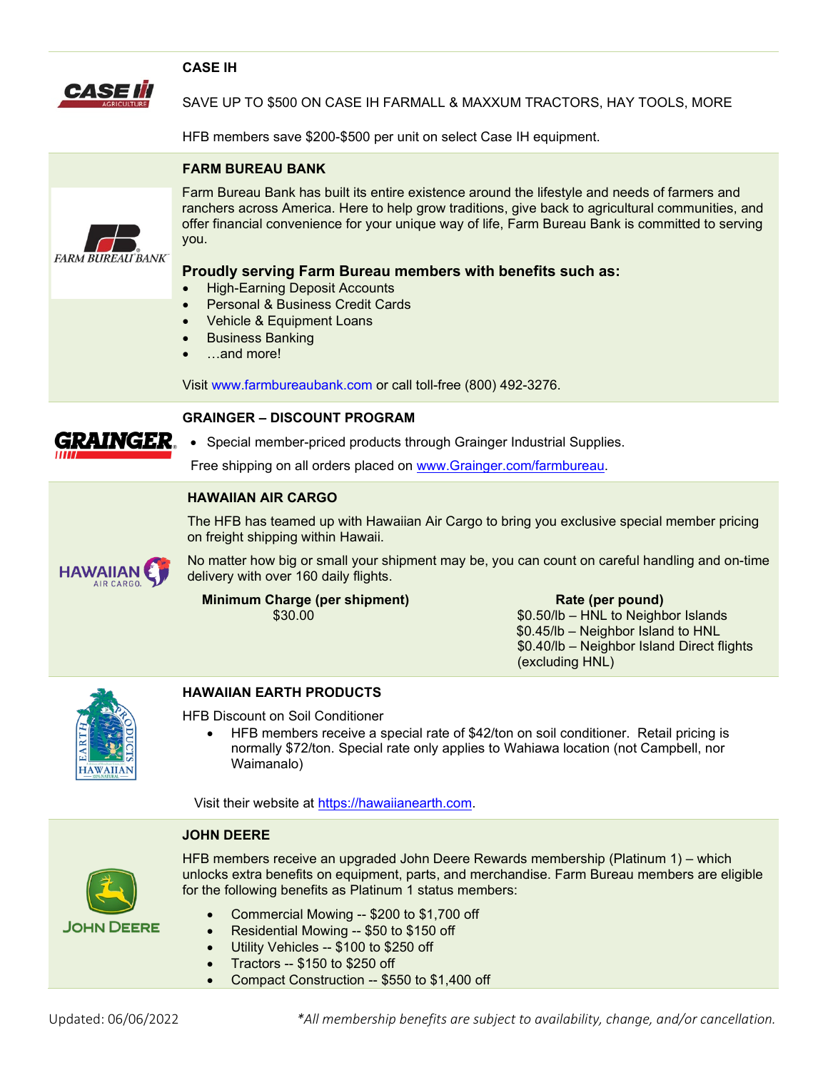### CASE IH

SAVE UP TO $500 ON CASE IH FARMALL & MAXXUM TRACTORS, HAY TOOLS, MORE

HFB members save $200-$500 per unit on select Case IH equipment.

### FARM BUREAU BANK

Farm Bureau Bank has built its entire existence around the lifestyle and needs of farmers and ranchers across America. Here to help grow traditions, give back to agricultural communities, and offer financial convenience for your unique way of life, Farm Bureau Bank is committed to serving you.

**Proudly serving Farm Bureau members with benefits such as:**

- High-Earning Deposit Accounts
- Personal & Business Credit Cards
- Vehicle & Equipment Loans
- Business Banking
- …and more!

Visit www.farmbureaubank.com or call toll-free (800) 492-3276.

### GRAINGER – DISCOUNT PROGRAM

- Special member-priced products through Grainger Industrial Supplies.

Free shipping on all orders placed on www.Grainger.com/farmbureau.

### HAWAIIAN AIR CARGO

The HFB has teamed up with Hawaiian Air Cargo to bring you exclusive special member pricing on freight shipping within Hawaii.

No matter how big or small your shipment may be, you can count on careful handling and on-time delivery with over 160 daily flights.

| Minimum Charge (per shipment) | Rate (per pound) |
|---|---|
| $30.00 | $0.50/lb – HNL to Neighbor Islands<br>$0.45/lb – Neighbor Island to HNL<br>$0.40/lb – Neighbor Island Direct flights (excluding HNL) |

### HAWAIIAN EARTH PRODUCTS

HFB Discount on Soil Conditioner

- HFB members receive a special rate of $42/ton on soil conditioner. Retail pricing is normally $72/ton. Special rate only applies to Wahiawa location (not Campbell, nor Waimanalo)

Visit their website at https://hawaiianearth.com.

### JOHN DEERE

HFB members receive an upgraded John Deere Rewards membership (Platinum 1) – which unlocks extra benefits on equipment, parts, and merchandise. Farm Bureau members are eligible for the following benefits as Platinum 1 status members:

- Commercial Mowing -- $200 to $1,700 off
- Residential Mowing -- $50 to $150 off
- Utility Vehicles -- $100 to $250 off
- Tractors -- $150 to $250 off
- Compact Construction -- $550 to $1,400 off

Updated: 06/06/2022

*\*All membership benefits are subject to availability, change, and/or cancellation.*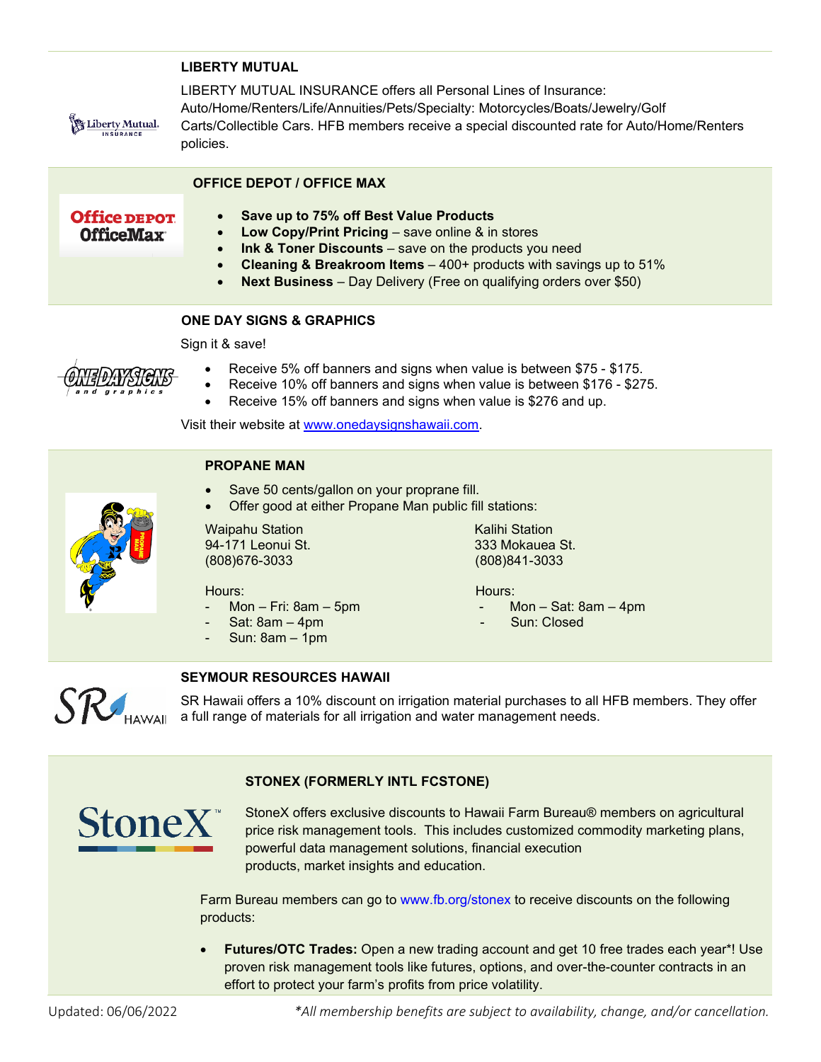### LIBERTY MUTUAL

LIBERTY MUTUAL INSURANCE offers all Personal Lines of Insurance: Auto/Home/Renters/Life/Annuities/Pets/Specialty: Motorcycles/Boats/Jewelry/Golf Carts/Collectible Cars. HFB members receive a special discounted rate for Auto/Home/Renters policies.

### OFFICE DEPOT / OFFICE MAX

- **Save up to 75% off Best Value Products**
- **Low Copy/Print Pricing** – save online & in stores
- **Ink & Toner Discounts** – save on the products you need
- **Cleaning & Breakroom Items** – 400+ products with savings up to 51%
- **Next Business** – Day Delivery (Free on qualifying orders over $50)

### ONE DAY SIGNS & GRAPHICS

Sign it & save!

- Receive 5% off banners and signs when value is between $75 - $175.
- Receive 10% off banners and signs when value is between $176 - $275.
- Receive 15% off banners and signs when value is $276 and up.

Visit their website at www.onedaysignshawaii.com.

### PROPANE MAN

- Save 50 cents/gallon on your proprane fill.
- Offer good at either Propane Man public fill stations:

Waipahu Station
94-171 Leonui St.
(808)676-3033

Hours:
- Mon – Fri: 8am – 5pm
- Sat: 8am – 4pm
- Sun: 8am – 1pm

Kalihi Station
333 Mokauea St.
(808)841-3033

Hours:
- Mon – Sat: 8am – 4pm
- Sun: Closed

### SEYMOUR RESOURCES HAWAII

SR Hawaii offers a 10% discount on irrigation material purchases to all HFB members. They offer a full range of materials for all irrigation and water management needs.

### STONEX (FORMERLY INTL FCSTONE)

StoneX offers exclusive discounts to Hawaii Farm Bureau® members on agricultural price risk management tools. This includes customized commodity marketing plans, powerful data management solutions, financial execution products, market insights and education.

Farm Bureau members can go to www.fb.org/stonex to receive discounts on the following products:

- **Futures/OTC Trades:** Open a new trading account and get 10 free trades each year*! Use proven risk management tools like futures, options, and over-the-counter contracts in an effort to protect your farm's profits from price volatility.

Updated: 06/06/2022 *\*All membership benefits are subject to availability, change, and/or cancellation.*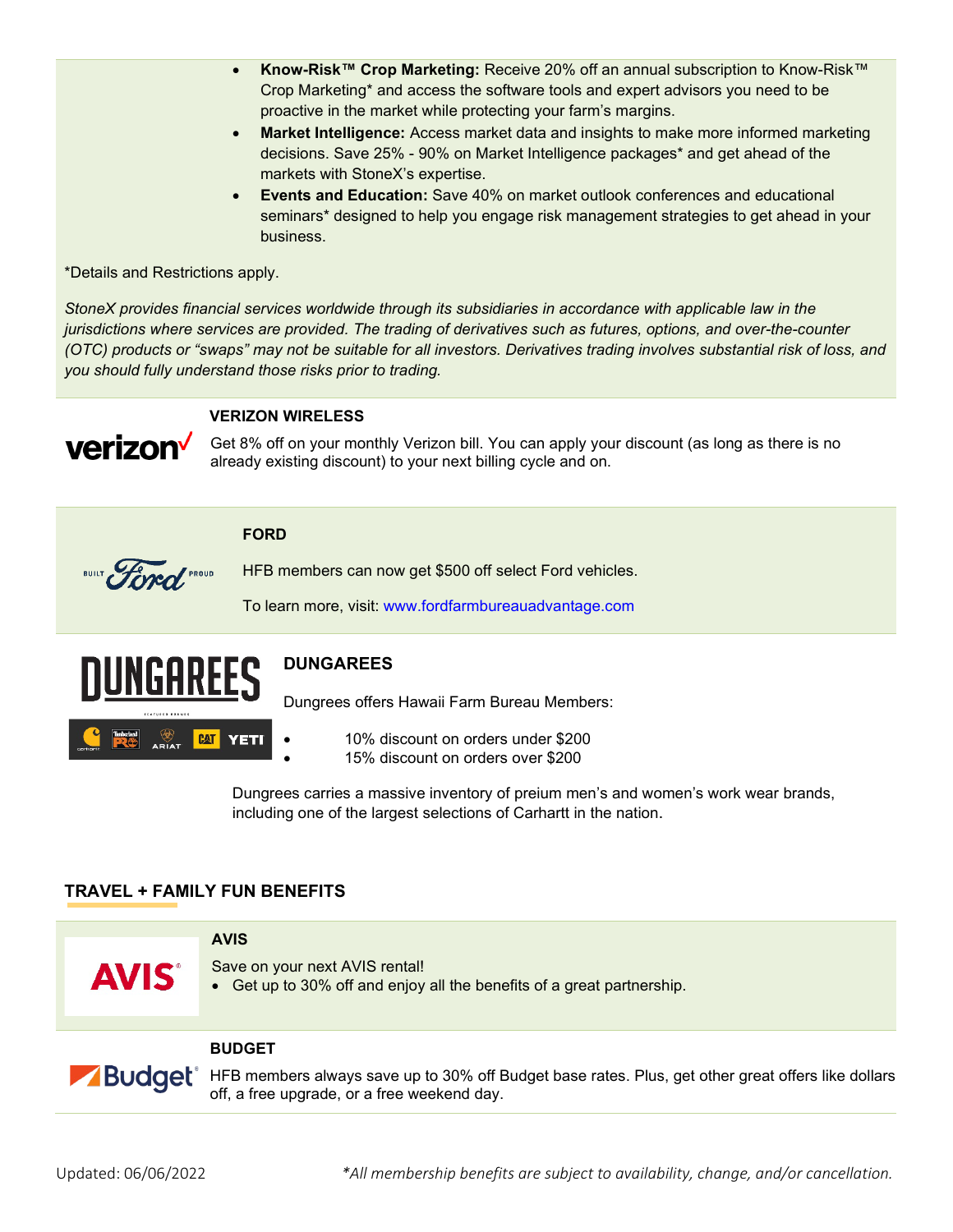- **Know-Risk™ Crop Marketing:** Receive 20% off an annual subscription to Know-Risk™ Crop Marketing* and access the software tools and expert advisors you need to be proactive in the market while protecting your farm's margins.
- **Market Intelligence:** Access market data and insights to make more informed marketing decisions. Save 25% - 90% on Market Intelligence packages* and get ahead of the markets with StoneX's expertise.
- **Events and Education:** Save 40% on market outlook conferences and educational seminars* designed to help you engage risk management strategies to get ahead in your business.

*Details and Restrictions apply.

*StoneX provides financial services worldwide through its subsidiaries in accordance with applicable law in the jurisdictions where services are provided. The trading of derivatives such as futures, options, and over-the-counter (OTC) products or "swaps" may not be suitable for all investors. Derivatives trading involves substantial risk of loss, and you should fully understand those risks prior to trading.*

**VERIZON WIRELESS**

Get 8% off on your monthly Verizon bill. You can apply your discount (as long as there is no already existing discount) to your next billing cycle and on.

**FORD**

HFB members can now get $500 off select Ford vehicles.

To learn more, visit: www.fordfarmbureauadvantage.com

**DUNGAREES**

Dungrees offers Hawaii Farm Bureau Members:

- 10% discount on orders under $200
- 15% discount on orders over $200

Dungrees carries a massive inventory of preium men's and women's work wear brands, including one of the largest selections of Carhartt in the nation.

## TRAVEL + FAMILY FUN BENEFITS

**AVIS**

Save on your next AVIS rental!

- Get up to 30% off and enjoy all the benefits of a great partnership.

**BUDGET**

HFB members always save up to 30% off Budget base rates. Plus, get other great offers like dollars off, a free upgrade, or a free weekend day.

Updated: 06/06/2022

*\*All membership benefits are subject to availability, change, and/or cancellation.*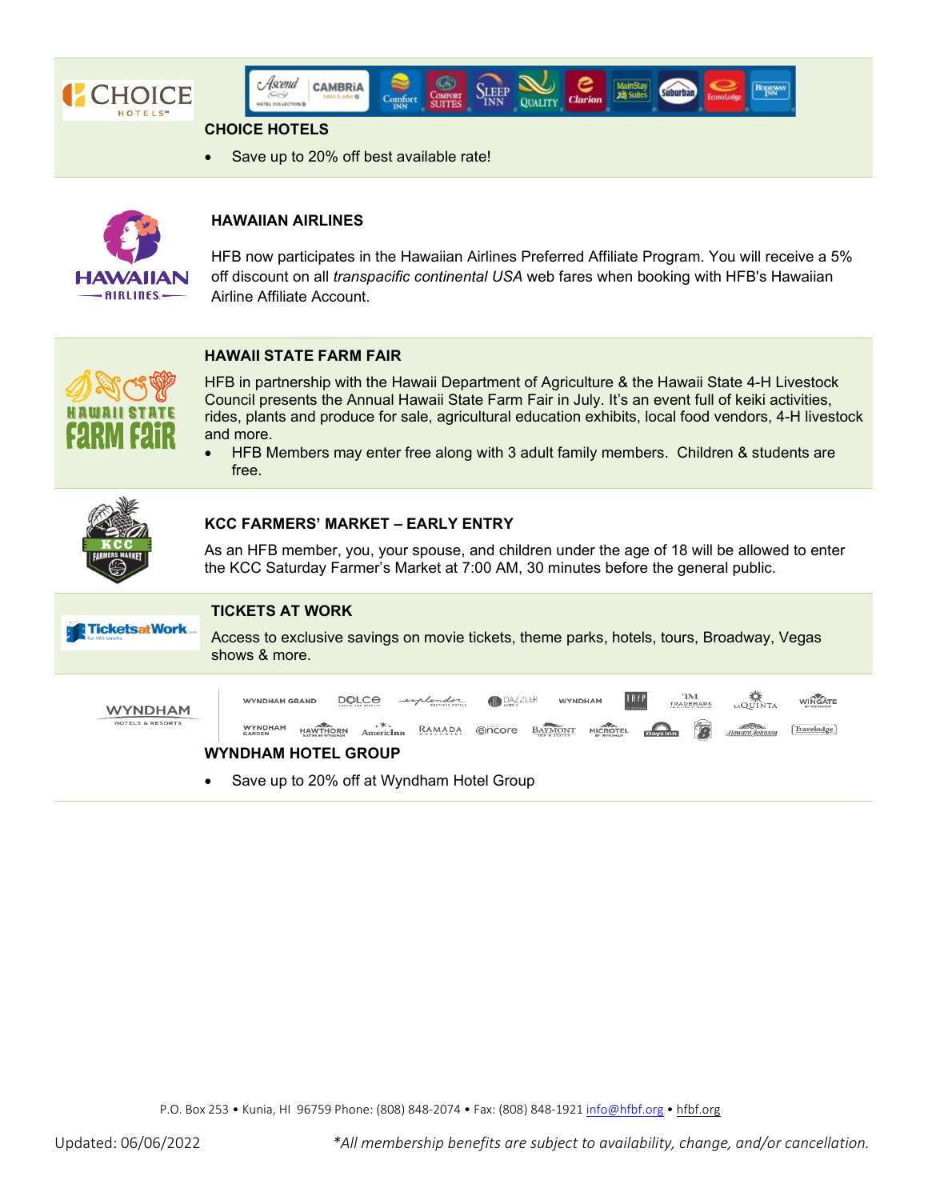## CHOICE HOTELS

- Save up to 20% off best available rate!

## HAWAIIAN AIRLINES

HFB now participates in the Hawaiian Airlines Preferred Affiliate Program. You will receive a 5% off discount on all *transpacific continental USA* web fares when booking with HFB's Hawaiian Airline Affiliate Account.

## HAWAII STATE FARM FAIR

HFB in partnership with the Hawaii Department of Agriculture & the Hawaii State 4-H Livestock Council presents the Annual Hawaii State Farm Fair in July. It's an event full of keiki activities, rides, plants and produce for sale, agricultural education exhibits, local food vendors, 4-H livestock and more.

- HFB Members may enter free along with 3 adult family members. Children & students are free.

## KCC FARMERS' MARKET – EARLY ENTRY

As an HFB member, you, your spouse, and children under the age of 18 will be allowed to enter the KCC Saturday Farmer's Market at 7:00 AM, 30 minutes before the general public.

## TICKETS AT WORK

Access to exclusive savings on movie tickets, theme parks, hotels, tours, Broadway, Vegas shows & more.

## WYNDHAM HOTEL GROUP

- Save up to 20% off at Wyndham Hotel Group

P.O. Box 253 • Kunia, HI 96759 Phone: (808) 848-2074 • Fax: (808) 848-1921 info@hfbf.org • hfbf.org

Updated: 06/06/2022 *All membership benefits are subject to availability, change, and/or cancellation.*